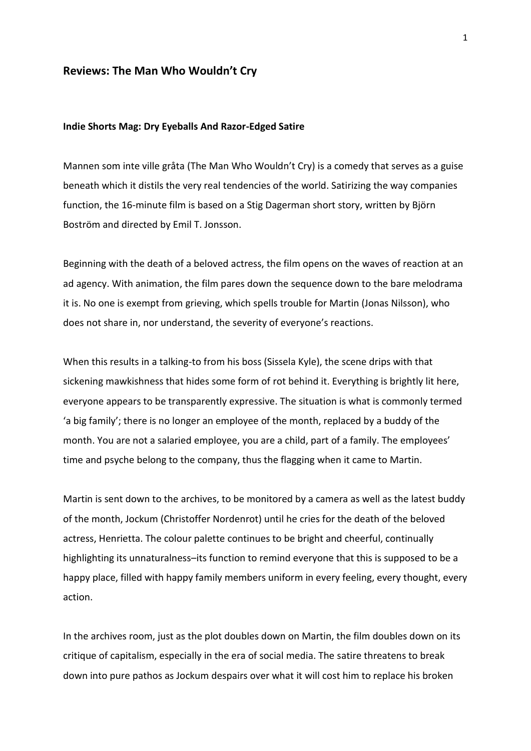## Reviews: The Man Who Wouldn't Cry

### Indie Shorts Mag: Dry Eyeballs And Razor-Edged Satire

Mannen som inte ville gråta (The Man Who Wouldn't Cry) is a comedy that serves as a guise beneath which it distils the very real tendencies of the world. Satirizing the way companies function, the 16-minute film is based on a Stig Dagerman short story, written by Björn Boström and directed by Emil T. Jonsson.

Beginning with the death of a beloved actress, the film opens on the waves of reaction at an ad agency. With animation, the film pares down the sequence down to the bare melodrama it is. No one is exempt from grieving, which spells trouble for Martin (Jonas Nilsson), who does not share in, nor understand, the severity of everyone's reactions.

When this results in a talking-to from his boss (Sissela Kyle), the scene drips with that sickening mawkishness that hides some form of rot behind it. Everything is brightly lit here, everyone appears to be transparently expressive. The situation is what is commonly termed 'a big family'; there is no longer an employee of the month, replaced by a buddy of the month. You are not a salaried employee, you are a child, part of a family. The employees' time and psyche belong to the company, thus the flagging when it came to Martin.

Martin is sent down to the archives, to be monitored by a camera as well as the latest buddy of the month, Jockum (Christoffer Nordenrot) until he cries for the death of the beloved actress, Henrietta. The colour palette continues to be bright and cheerful, continually highlighting its unnaturalness–its function to remind everyone that this is supposed to be a happy place, filled with happy family members uniform in every feeling, every thought, every action.

In the archives room, just as the plot doubles down on Martin, the film doubles down on its critique of capitalism, especially in the era of social media. The satire threatens to break down into pure pathos as Jockum despairs over what it will cost him to replace his broken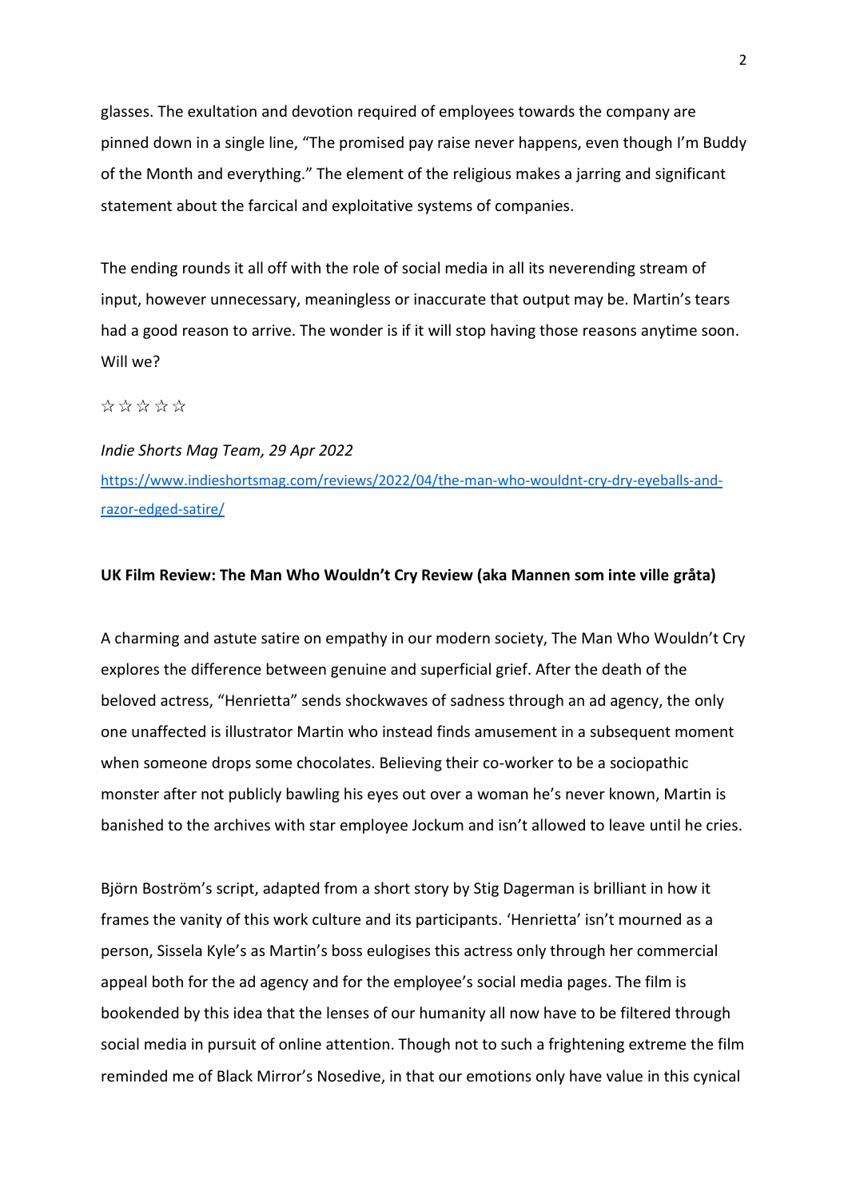glasses. The exultation and devotion required of employees towards the company are pinned down in a single line, "The promised pay raise never happens, even though I'm Buddy of the Month and everything." The element of the religious makes a jarring and significant statement about the farcical and exploitative systems of companies.

The ending rounds it all off with the role of social media in all its neverending stream of input, however unnecessary, meaningless or inaccurate that output may be. Martin's tears had a good reason to arrive. The wonder is if it will stop having those reasons anytime soon. Will we?

☆ ☆ ☆ ☆ ☆

*Indie Shorts Mag Team, 29 Apr 2022*

https://www.indieshortsmag.com/reviews/2022/04/the-man-who-wouldnt-cry-dry-eyeballs-and-razor-edged-satire/

**UK Film Review: The Man Who Wouldn't Cry Review (aka Mannen som inte ville gråta)**

A charming and astute satire on empathy in our modern society, The Man Who Wouldn't Cry explores the difference between genuine and superficial grief. After the death of the beloved actress, "Henrietta" sends shockwaves of sadness through an ad agency, the only one unaffected is illustrator Martin who instead finds amusement in a subsequent moment when someone drops some chocolates. Believing their co-worker to be a sociopathic monster after not publicly bawling his eyes out over a woman he's never known, Martin is banished to the archives with star employee Jockum and isn't allowed to leave until he cries.

Björn Boström's script, adapted from a short story by Stig Dagerman is brilliant in how it frames the vanity of this work culture and its participants. 'Henrietta' isn't mourned as a person, Sissela Kyle's as Martin's boss eulogises this actress only through her commercial appeal both for the ad agency and for the employee's social media pages. The film is bookended by this idea that the lenses of our humanity all now have to be filtered through social media in pursuit of online attention. Though not to such a frightening extreme the film reminded me of Black Mirror's Nosedive, in that our emotions only have value in this cynical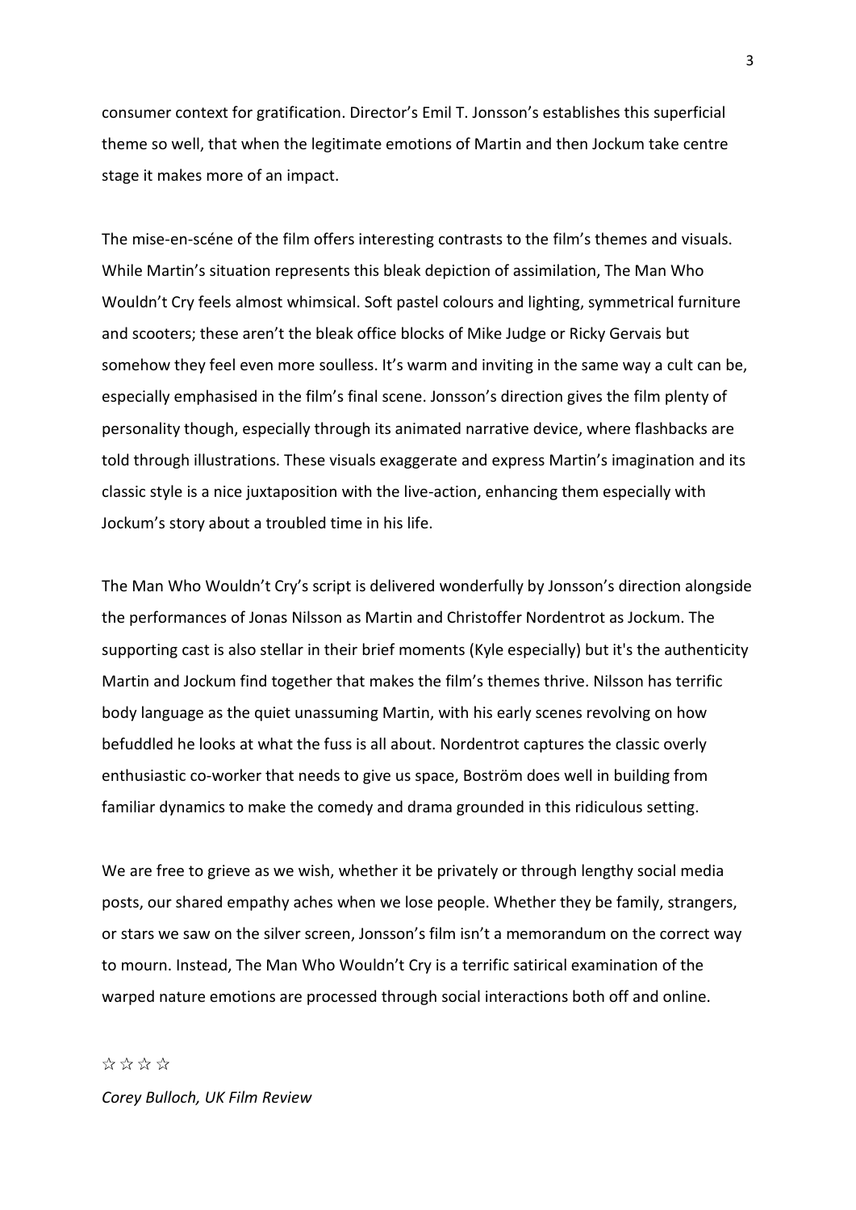consumer context for gratification. Director's Emil T. Jonsson's establishes this superficial theme so well, that when the legitimate emotions of Martin and then Jockum take centre stage it makes more of an impact.

The mise-en-scéne of the film offers interesting contrasts to the film's themes and visuals. While Martin's situation represents this bleak depiction of assimilation, The Man Who Wouldn't Cry feels almost whimsical. Soft pastel colours and lighting, symmetrical furniture and scooters; these aren't the bleak office blocks of Mike Judge or Ricky Gervais but somehow they feel even more soulless. It's warm and inviting in the same way a cult can be, especially emphasised in the film's final scene. Jonsson's direction gives the film plenty of personality though, especially through its animated narrative device, where flashbacks are told through illustrations. These visuals exaggerate and express Martin's imagination and its classic style is a nice juxtaposition with the live-action, enhancing them especially with Jockum's story about a troubled time in his life.

The Man Who Wouldn't Cry's script is delivered wonderfully by Jonsson's direction alongside the performances of Jonas Nilsson as Martin and Christoffer Nordentrot as Jockum. The supporting cast is also stellar in their brief moments (Kyle especially) but it's the authenticity Martin and Jockum find together that makes the film's themes thrive. Nilsson has terrific body language as the quiet unassuming Martin, with his early scenes revolving on how befuddled he looks at what the fuss is all about. Nordentrot captures the classic overly enthusiastic co-worker that needs to give us space, Boström does well in building from familiar dynamics to make the comedy and drama grounded in this ridiculous setting.

We are free to grieve as we wish, whether it be privately or through lengthy social media posts, our shared empathy aches when we lose people. Whether they be family, strangers, or stars we saw on the silver screen, Jonsson's film isn't a memorandum on the correct way to mourn. Instead, The Man Who Wouldn't Cry is a terrific satirical examination of the warped nature emotions are processed through social interactions both off and online.

☆☆☆☆

*Corey Bulloch, UK Film Review*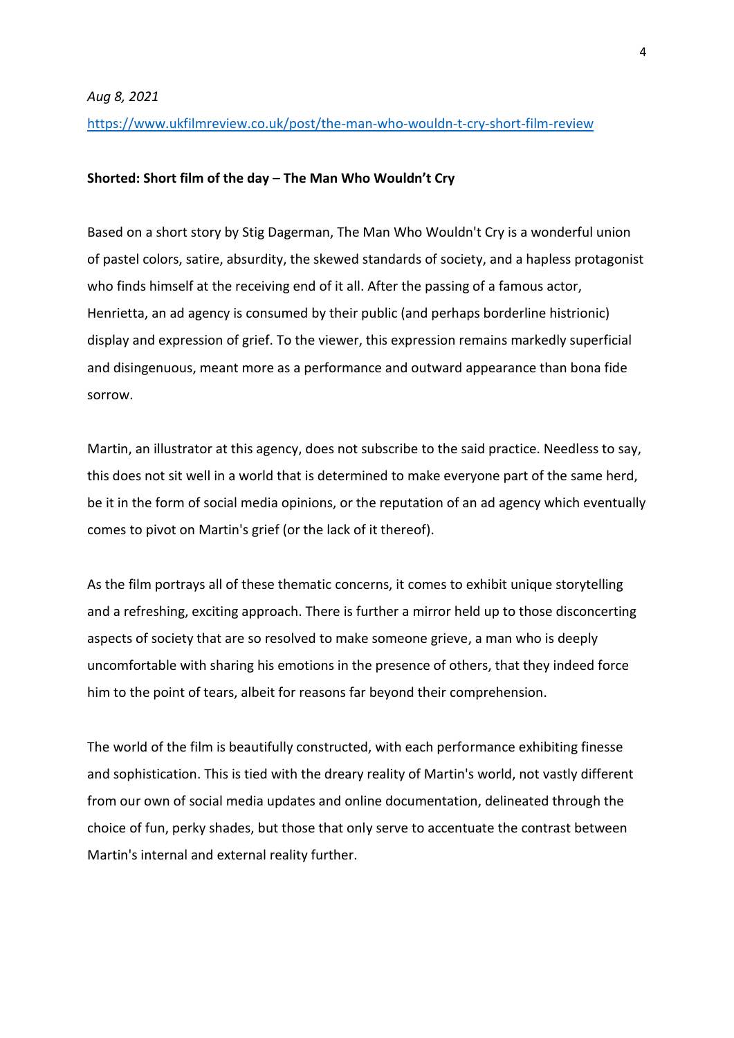*Aug 8, 2021*

https://www.ukfilmreview.co.uk/post/the-man-who-wouldn-t-cry-short-film-review

**Shorted: Short film of the day – The Man Who Wouldn't Cry**

Based on a short story by Stig Dagerman, The Man Who Wouldn't Cry is a wonderful union of pastel colors, satire, absurdity, the skewed standards of society, and a hapless protagonist who finds himself at the receiving end of it all. After the passing of a famous actor, Henrietta, an ad agency is consumed by their public (and perhaps borderline histrionic) display and expression of grief. To the viewer, this expression remains markedly superficial and disingenuous, meant more as a performance and outward appearance than bona fide sorrow.

Martin, an illustrator at this agency, does not subscribe to the said practice. Needless to say, this does not sit well in a world that is determined to make everyone part of the same herd, be it in the form of social media opinions, or the reputation of an ad agency which eventually comes to pivot on Martin's grief (or the lack of it thereof).

As the film portrays all of these thematic concerns, it comes to exhibit unique storytelling and a refreshing, exciting approach. There is further a mirror held up to those disconcerting aspects of society that are so resolved to make someone grieve, a man who is deeply uncomfortable with sharing his emotions in the presence of others, that they indeed force him to the point of tears, albeit for reasons far beyond their comprehension.

The world of the film is beautifully constructed, with each performance exhibiting finesse and sophistication. This is tied with the dreary reality of Martin's world, not vastly different from our own of social media updates and online documentation, delineated through the choice of fun, perky shades, but those that only serve to accentuate the contrast between Martin's internal and external reality further.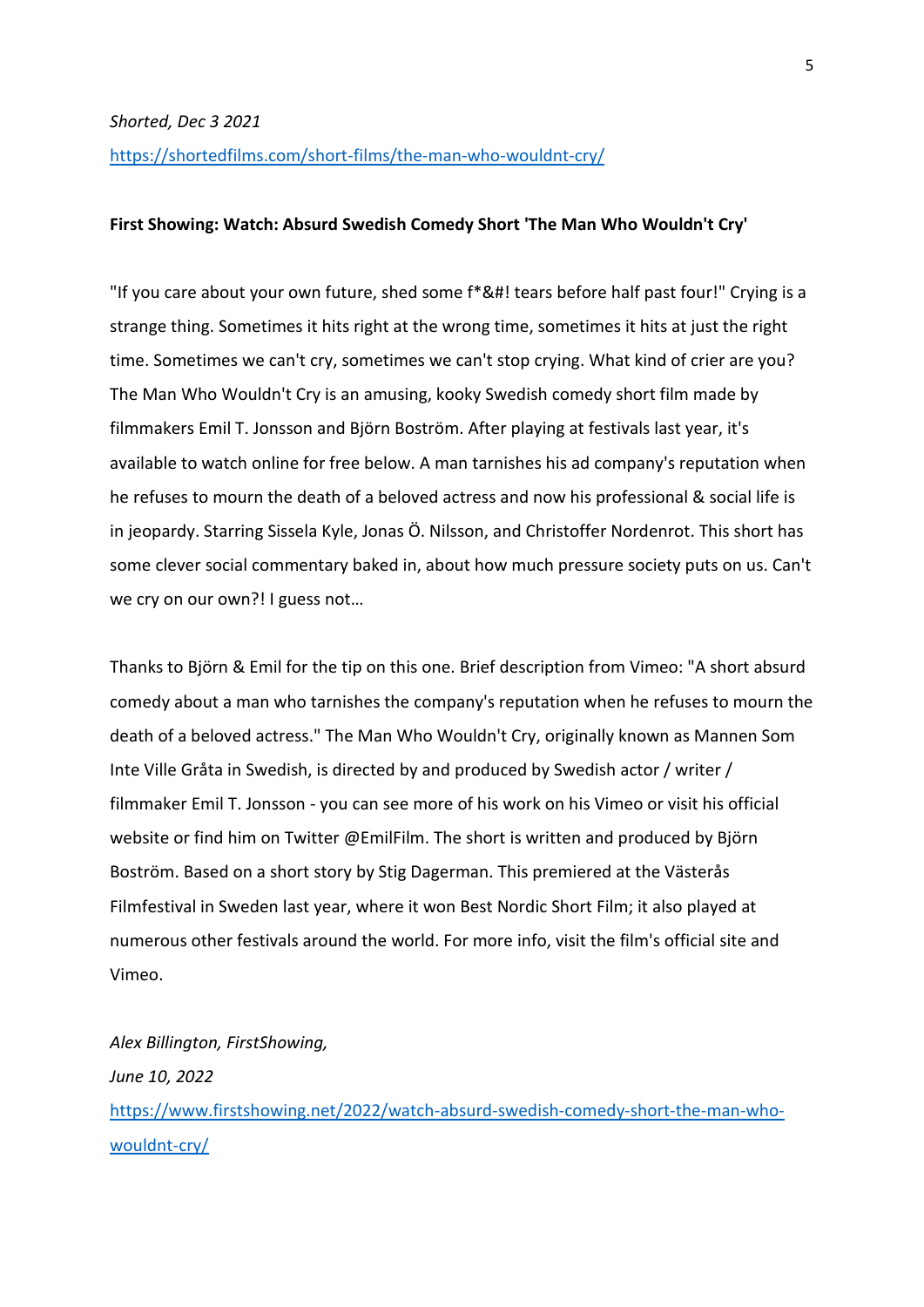*Shorted, Dec 3 2021*

https://shortedfilms.com/short-films/the-man-who-wouldnt-cry/

**First Showing: Watch: Absurd Swedish Comedy Short 'The Man Who Wouldn't Cry'**

"If you care about your own future, shed some f*&#! tears before half past four!" Crying is a strange thing. Sometimes it hits right at the wrong time, sometimes it hits at just the right time. Sometimes we can't cry, sometimes we can't stop crying. What kind of crier are you? The Man Who Wouldn't Cry is an amusing, kooky Swedish comedy short film made by filmmakers Emil T. Jonsson and Björn Boström. After playing at festivals last year, it's available to watch online for free below. A man tarnishes his ad company's reputation when he refuses to mourn the death of a beloved actress and now his professional & social life is in jeopardy. Starring Sissela Kyle, Jonas Ö. Nilsson, and Christoffer Nordenrot. This short has some clever social commentary baked in, about how much pressure society puts on us. Can't we cry on our own?! I guess not…

Thanks to Björn & Emil for the tip on this one. Brief description from Vimeo: "A short absurd comedy about a man who tarnishes the company's reputation when he refuses to mourn the death of a beloved actress." The Man Who Wouldn't Cry, originally known as Mannen Som Inte Ville Gråta in Swedish, is directed by and produced by Swedish actor / writer / filmmaker Emil T. Jonsson - you can see more of his work on his Vimeo or visit his official website or find him on Twitter @EmilFilm. The short is written and produced by Björn Boström. Based on a short story by Stig Dagerman. This premiered at the Västerås Filmfestival in Sweden last year, where it won Best Nordic Short Film; it also played at numerous other festivals around the world. For more info, visit the film's official site and Vimeo.

*Alex Billington, FirstShowing,*
*June 10, 2022*
https://www.firstshowing.net/2022/watch-absurd-swedish-comedy-short-the-man-who-wouldnt-cry/